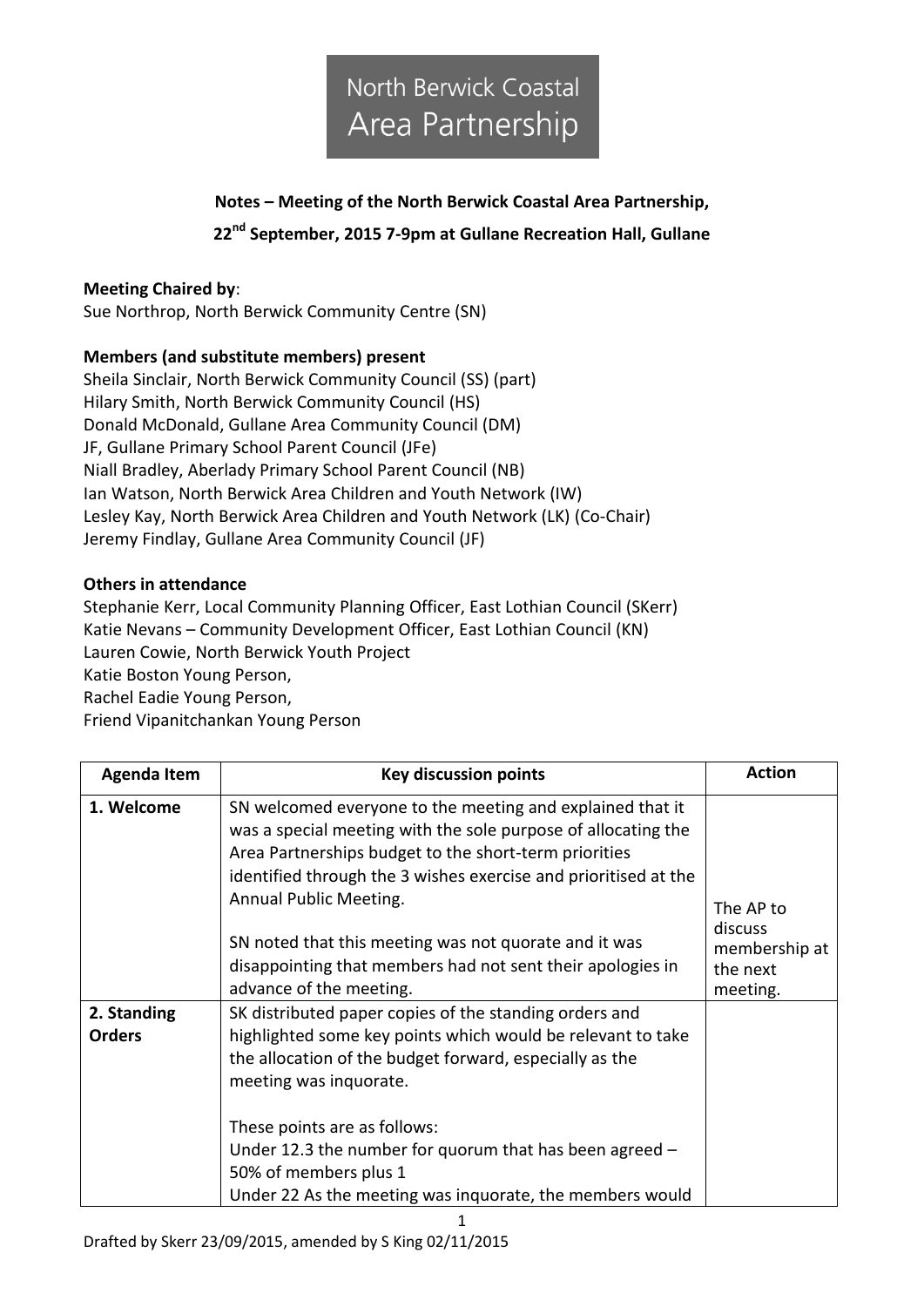North Berwick Coastal Area Partnership

**Notes – Meeting of the North Berwick Coastal Area Partnership,**

**22nd September, 2015 7-9pm at Gullane Recreation Hall, Gullane**

**Meeting Chaired by**:
Sue Northrop, North Berwick Community Centre (SN)

**Members (and substitute members) present**
Sheila Sinclair, North Berwick Community Council (SS) (part)
Hilary Smith, North Berwick Community Council (HS)
Donald McDonald, Gullane Area Community Council (DM)
JF, Gullane Primary School Parent Council (JFe)
Niall Bradley, Aberlady Primary School Parent Council (NB)
Ian Watson, North Berwick Area Children and Youth Network (IW)
Lesley Kay, North Berwick Area Children and Youth Network (LK) (Co-Chair)
Jeremy Findlay, Gullane Area Community Council (JF)

**Others in attendance**
Stephanie Kerr, Local Community Planning Officer, East Lothian Council (SKerr)
Katie Nevans – Community Development Officer, East Lothian Council (KN)
Lauren Cowie, North Berwick Youth Project
Katie Boston Young Person,
Rachel Eadie Young Person,
Friend Vipanitchankan Young Person

| Agenda Item | Key discussion points | Action |
|---|---|---|
| **1. Welcome** | SN welcomed everyone to the meeting and explained that it was a special meeting with the sole purpose of allocating the Area Partnerships budget to the short-term priorities identified through the 3 wishes exercise and prioritised at the Annual Public Meeting.<br><br>SN noted that this meeting was not quorate and it was disappointing that members had not sent their apologies in advance of the meeting. | The AP to discuss membership at the next meeting. |
| **2. Standing Orders** | SK distributed paper copies of the standing orders and highlighted some key points which would be relevant to take the allocation of the budget forward, especially as the meeting was inquorate.<br><br>These points are as follows:<br>Under 12.3 the number for quorum that has been agreed – 50% of members plus 1<br>Under 22 As the meeting was inquorate, the members would | |

Drafted by Skerr 23/09/2015, amended by S King 02/11/2015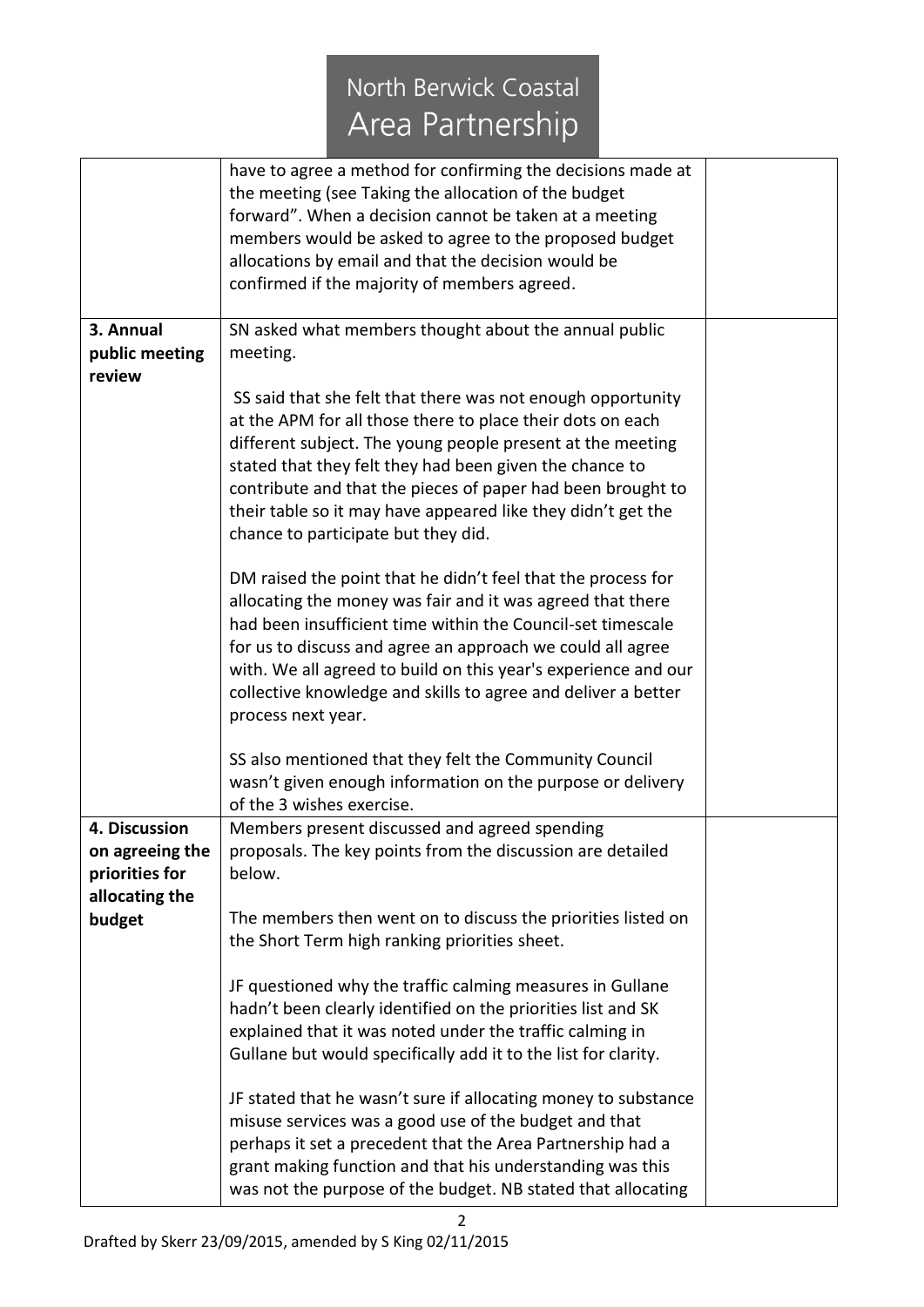| | | |
|---|---|---|
| | have to agree a method for confirming the decisions made at the meeting (see Taking the allocation of the budget forward". When a decision cannot be taken at a meeting members would be asked to agree to the proposed budget allocations by email and that the decision would be confirmed if the majority of members agreed. | |
| **3. Annual public meeting review** | SN asked what members thought about the annual public meeting.<br><br>SS said that she felt that there was not enough opportunity at the APM for all those there to place their dots on each different subject. The young people present at the meeting stated that they felt they had been given the chance to contribute and that the pieces of paper had been brought to their table so it may have appeared like they didn't get the chance to participate but they did.<br><br>DM raised the point that he didn't feel that the process for allocating the money was fair and it was agreed that there had been insufficient time within the Council-set timescale for us to discuss and agree an approach we could all agree with. We all agreed to build on this year's experience and our collective knowledge and skills to agree and deliver a better process next year.<br><br>SS also mentioned that they felt the Community Council wasn't given enough information on the purpose or delivery of the 3 wishes exercise. | |
| **4. Discussion on agreeing the priorities for allocating the budget** | Members present discussed and agreed spending proposals. The key points from the discussion are detailed below.<br><br>The members then went on to discuss the priorities listed on the Short Term high ranking priorities sheet.<br><br>JF questioned why the traffic calming measures in Gullane hadn't been clearly identified on the priorities list and SK explained that it was noted under the traffic calming in Gullane but would specifically add it to the list for clarity.<br><br>JF stated that he wasn't sure if allocating money to substance misuse services was a good use of the budget and that perhaps it set a precedent that the Area Partnership had a grant making function and that his understanding was this was not the purpose of the budget. NB stated that allocating | |

Drafted by Skerr 23/09/2015, amended by S King 02/11/2015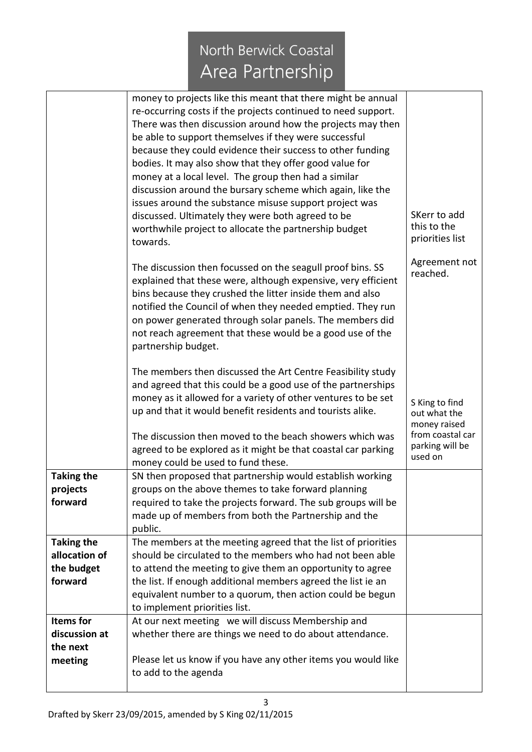| | | |
|---|---|---|
| | money to projects like this meant that there might be annual re-occurring costs if the projects continued to need support. There was then discussion around how the projects may then be able to support themselves if they were successful because they could evidence their success to other funding bodies. It may also show that they offer good value for money at a local level. The group then had a similar discussion around the bursary scheme which again, like the issues around the substance misuse support project was discussed. Ultimately they were both agreed to be worthwhile project to allocate the partnership budget towards.<br><br>The discussion then focussed on the seagull proof bins. SS explained that these were, although expensive, very efficient bins because they crushed the litter inside them and also notified the Council of when they needed emptied. They run on power generated through solar panels. The members did not reach agreement that these would be a good use of the partnership budget.<br><br>The members then discussed the Art Centre Feasibility study and agreed that this could be a good use of the partnerships money as it allowed for a variety of other ventures to be set up and that it would benefit residents and tourists alike.<br><br>The discussion then moved to the beach showers which was agreed to be explored as it might be that coastal car parking money could be used to fund these. | SKerr to add this to the priorities list<br><br>Agreement not reached.<br><br>S King to find out what the money raised from coastal car parking will be used on |
| **Taking the projects forward** | SN then proposed that partnership would establish working groups on the above themes to take forward planning required to take the projects forward. The sub groups will be made up of members from both the Partnership and the public. | |
| **Taking the allocation of the budget forward** | The members at the meeting agreed that the list of priorities should be circulated to the members who had not been able to attend the meeting to give them an opportunity to agree the list. If enough additional members agreed the list ie an equivalent number to a quorum, then action could be begun to implement priorities list. | |
| **Items for discussion at the next meeting** | At our next meeting we will discuss Membership and whether there are things we need to do about attendance.<br><br>Please let us know if you have any other items you would like to add to the agenda | |

Drafted by Skerr 23/09/2015, amended by S King 02/11/2015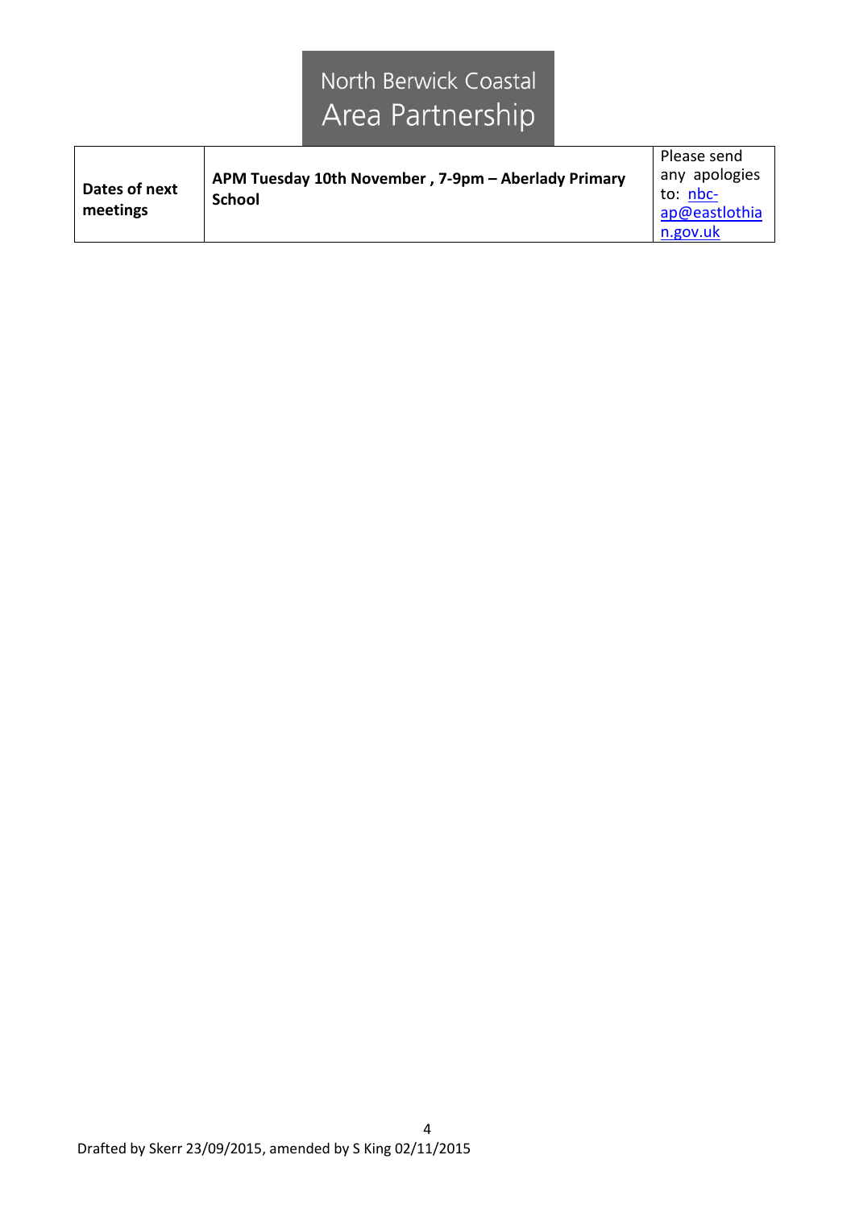North Berwick Coastal Area Partnership

| | | |
|---|---|---|
| **Dates of next meetings** | **APM Tuesday 10th November , 7-9pm – Aberlady Primary School** | Please send any apologies to: nbc-ap@eastlothian.gov.uk |

Drafted by Skerr 23/09/2015, amended by S King 02/11/2015